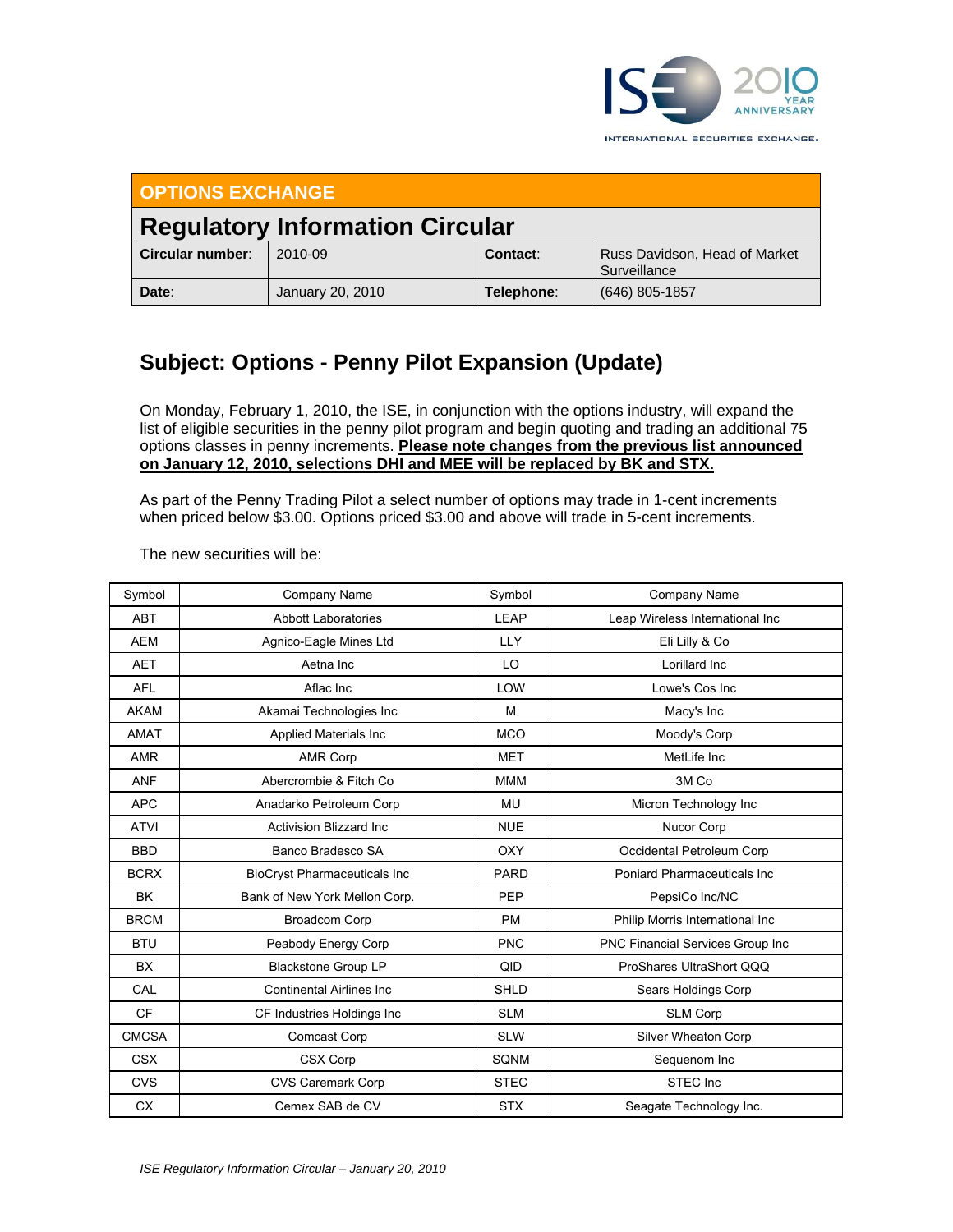ISE 2010 YEAR ANNIVERSARY

INTERNATIONAL SECURITIES EXCHANGE.

| **OPTIONS EXCHANGE** | | | |
|---|---|---|---|
| **Regulatory Information Circular** | | | |
| **Circular number**: | 2010-09 | **Contact**: | Russ Davidson, Head of Market Surveillance |
| **Date**: | January 20, 2010 | **Telephone**: | (646) 805-1857 |

## Subject: Options - Penny Pilot Expansion (Update)

On Monday, February 1, 2010, the ISE, in conjunction with the options industry, will expand the list of eligible securities in the penny pilot program and begin quoting and trading an additional 75 options classes in penny increments. **Please note changes from the previous list announced on January 12, 2010, selections DHI and MEE will be replaced by BK and STX.**

As part of the Penny Trading Pilot a select number of options may trade in 1-cent increments when priced below $3.00. Options priced $3.00 and above will trade in 5-cent increments.

The new securities will be:

| Symbol | Company Name | Symbol | Company Name |
|---|---|---|---|
| ABT | Abbott Laboratories | LEAP | Leap Wireless International Inc |
| AEM | Agnico-Eagle Mines Ltd | LLY | Eli Lilly & Co |
| AET | Aetna Inc | LO | Lorillard Inc |
| AFL | Aflac Inc | LOW | Lowe's Cos Inc |
| AKAM | Akamai Technologies Inc | M | Macy's Inc |
| AMAT | Applied Materials Inc | MCO | Moody's Corp |
| AMR | AMR Corp | MET | MetLife Inc |
| ANF | Abercrombie & Fitch Co | MMM | 3M Co |
| APC | Anadarko Petroleum Corp | MU | Micron Technology Inc |
| ATVI | Activision Blizzard Inc | NUE | Nucor Corp |
| BBD | Banco Bradesco SA | OXY | Occidental Petroleum Corp |
| BCRX | BioCryst Pharmaceuticals Inc | PARD | Poniard Pharmaceuticals Inc |
| BK | Bank of New York Mellon Corp. | PEP | PepsiCo Inc/NC |
| BRCM | Broadcom Corp | PM | Philip Morris International Inc |
| BTU | Peabody Energy Corp | PNC | PNC Financial Services Group Inc |
| BX | Blackstone Group LP | QID | ProShares UltraShort QQQ |
| CAL | Continental Airlines Inc | SHLD | Sears Holdings Corp |
| CF | CF Industries Holdings Inc | SLM | SLM Corp |
| CMCSA | Comcast Corp | SLW | Silver Wheaton Corp |
| CSX | CSX Corp | SQNM | Sequenom Inc |
| CVS | CVS Caremark Corp | STEC | STEC Inc |
| CX | Cemex SAB de CV | STX | Seagate Technology Inc. |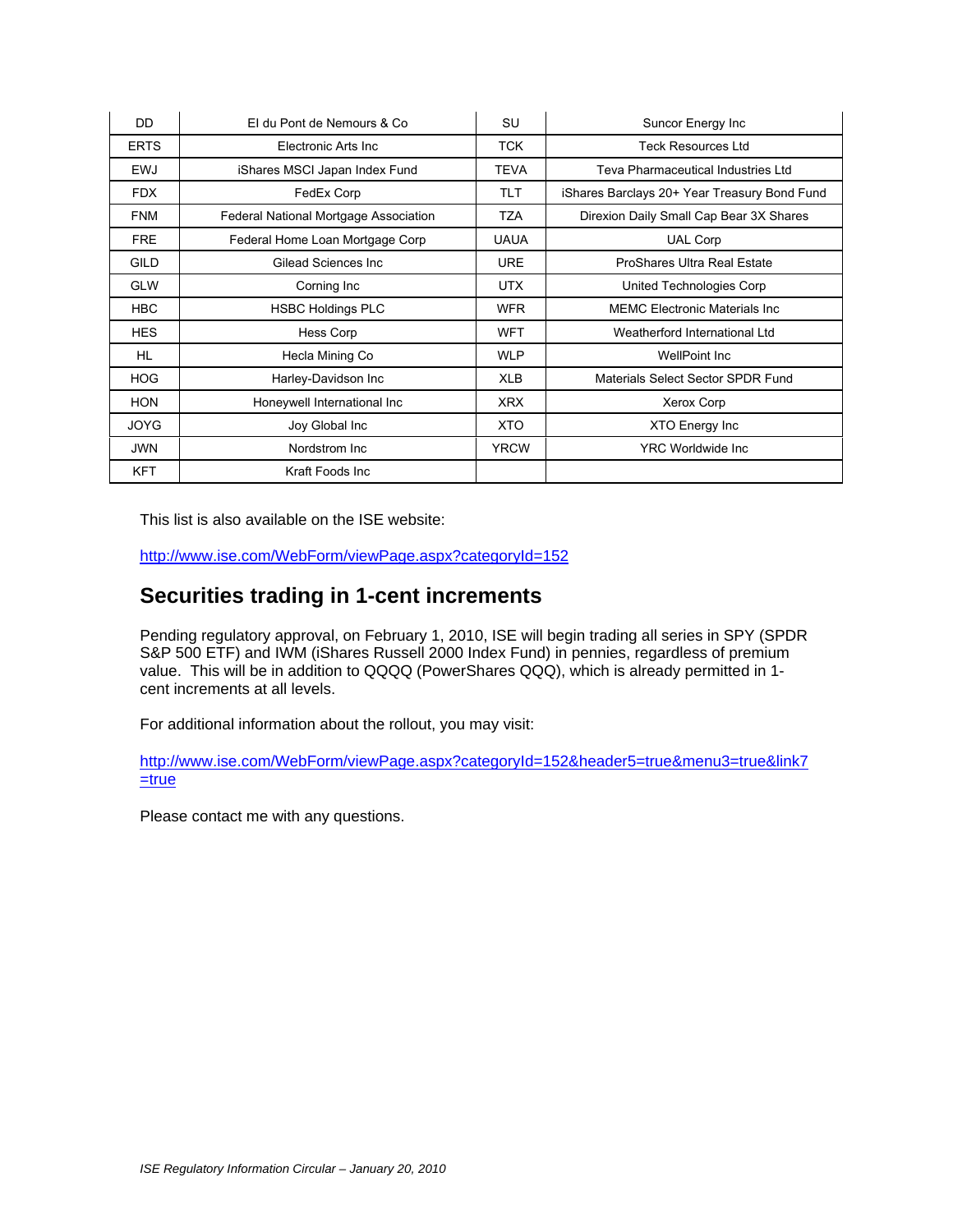| | | | |
|---|---|---|---|
| DD | EI du Pont de Nemours & Co | SU | Suncor Energy Inc |
| ERTS | Electronic Arts Inc | TCK | Teck Resources Ltd |
| EWJ | iShares MSCI Japan Index Fund | TEVA | Teva Pharmaceutical Industries Ltd |
| FDX | FedEx Corp | TLT | iShares Barclays 20+ Year Treasury Bond Fund |
| FNM | Federal National Mortgage Association | TZA | Direxion Daily Small Cap Bear 3X Shares |
| FRE | Federal Home Loan Mortgage Corp | UAUA | UAL Corp |
| GILD | Gilead Sciences Inc | URE | ProShares Ultra Real Estate |
| GLW | Corning Inc | UTX | United Technologies Corp |
| HBC | HSBC Holdings PLC | WFR | MEMC Electronic Materials Inc |
| HES | Hess Corp | WFT | Weatherford International Ltd |
| HL | Hecla Mining Co | WLP | WellPoint Inc |
| HOG | Harley-Davidson Inc | XLB | Materials Select Sector SPDR Fund |
| HON | Honeywell International Inc | XRX | Xerox Corp |
| JOYG | Joy Global Inc | XTO | XTO Energy Inc |
| JWN | Nordstrom Inc | YRCW | YRC Worldwide Inc |
| KFT | Kraft Foods Inc | | |

This list is also available on the ISE website:

http://www.ise.com/WebForm/viewPage.aspx?categoryId=152

## Securities trading in 1-cent increments

Pending regulatory approval, on February 1, 2010, ISE will begin trading all series in SPY (SPDR S&P 500 ETF) and IWM (iShares Russell 2000 Index Fund) in pennies, regardless of premium value. This will be in addition to QQQQ (PowerShares QQQ), which is already permitted in 1-cent increments at all levels.

For additional information about the rollout, you may visit:

http://www.ise.com/WebForm/viewPage.aspx?categoryId=152&header5=true&menu3=true&link7=true

Please contact me with any questions.